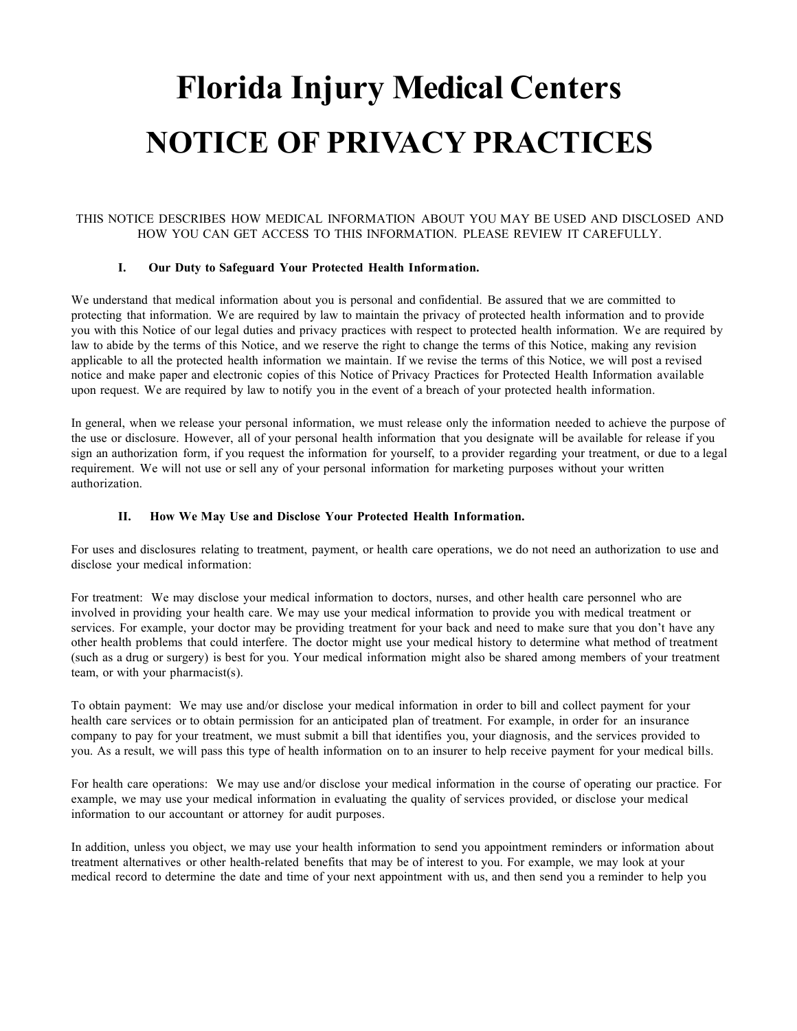# Florida Injury Medical Centers

# NOTICE OF PRIVACY PRACTICES

THIS NOTICE DESCRIBES HOW MEDICAL INFORMATION ABOUT YOU MAY BE USED AND DISCLOSED AND HOW YOU CAN GET ACCESS TO THIS INFORMATION. PLEASE REVIEW IT CAREFULLY.

### I. Our Duty to Safeguard Your Protected Health Information.

We understand that medical information about you is personal and confidential. Be assured that we are committed to protecting that information. We are required by law to maintain the privacy of protected health information and to provide you with this Notice of our legal duties and privacy practices with respect to protected health information. We are required by law to abide by the terms of this Notice, and we reserve the right to change the terms of this Notice, making any revision applicable to all the protected health information we maintain. If we revise the terms of this Notice, we will post a revised notice and make paper and electronic copies of this Notice of Privacy Practices for Protected Health Information available upon request. We are required by law to notify you in the event of a breach of your protected health information.

In general, when we release your personal information, we must release only the information needed to achieve the purpose of the use or disclosure. However, all of your personal health information that you designate will be available for release if you sign an authorization form, if you request the information for yourself, to a provider regarding your treatment, or due to a legal requirement. We will not use or sell any of your personal information for marketing purposes without your written authorization.

### II. How We May Use and Disclose Your Protected Health Information.

For uses and disclosures relating to treatment, payment, or health care operations, we do not need an authorization to use and disclose your medical information:

For treatment: We may disclose your medical information to doctors, nurses, and other health care personnel who are involved in providing your health care. We may use your medical information to provide you with medical treatment or services. For example, your doctor may be providing treatment for your back and need to make sure that you don't have any other health problems that could interfere. The doctor might use your medical history to determine what method of treatment (such as a drug or surgery) is best for you. Your medical information might also be shared among members of your treatment team, or with your pharmacist(s).

To obtain payment: We may use and/or disclose your medical information in order to bill and collect payment for your health care services or to obtain permission for an anticipated plan of treatment. For example, in order for an insurance company to pay for your treatment, we must submit a bill that identifies you, your diagnosis, and the services provided to you. As a result, we will pass this type of health information on to an insurer to help receive payment for your medical bills.

For health care operations: We may use and/or disclose your medical information in the course of operating our practice. For example, we may use your medical information in evaluating the quality of services provided, or disclose your medical information to our accountant or attorney for audit purposes.

In addition, unless you object, we may use your health information to send you appointment reminders or information about treatment alternatives or other health-related benefits that may be of interest to you. For example, we may look at your medical record to determine the date and time of your next appointment with us, and then send you a reminder to help you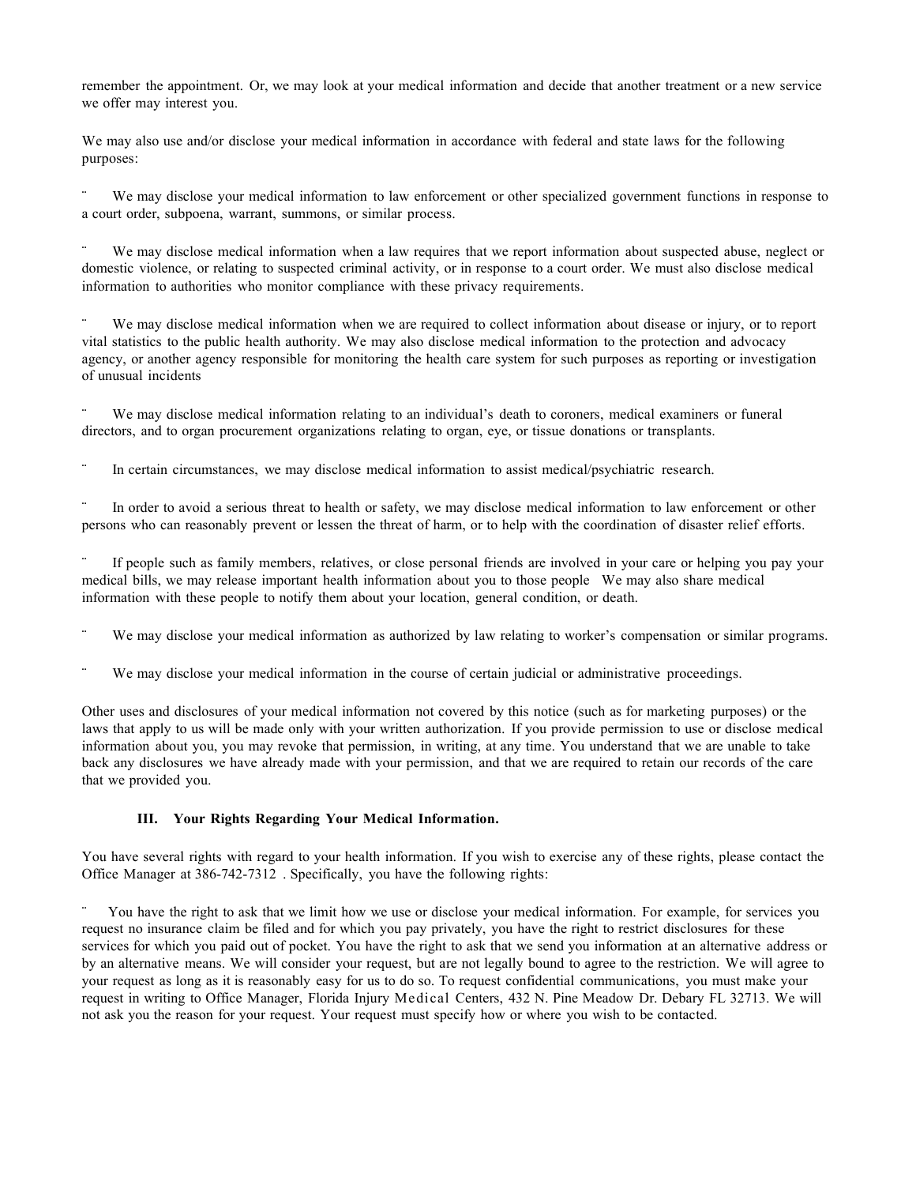remember the appointment. Or, we may look at your medical information and decide that another treatment or a new service we offer may interest you.

We may also use and/or disclose your medical information in accordance with federal and state laws for the following purposes:

- We may disclose your medical information to law enforcement or other specialized government functions in response to a court order, subpoena, warrant, summons, or similar process.

- We may disclose medical information when a law requires that we report information about suspected abuse, neglect or domestic violence, or relating to suspected criminal activity, or in response to a court order. We must also disclose medical information to authorities who monitor compliance with these privacy requirements.

- We may disclose medical information when we are required to collect information about disease or injury, or to report vital statistics to the public health authority. We may also disclose medical information to the protection and advocacy agency, or another agency responsible for monitoring the health care system for such purposes as reporting or investigation of unusual incidents

- We may disclose medical information relating to an individual's death to coroners, medical examiners or funeral directors, and to organ procurement organizations relating to organ, eye, or tissue donations or transplants.

- In certain circumstances, we may disclose medical information to assist medical/psychiatric research.

- In order to avoid a serious threat to health or safety, we may disclose medical information to law enforcement or other persons who can reasonably prevent or lessen the threat of harm, or to help with the coordination of disaster relief efforts.

- If people such as family members, relatives, or close personal friends are involved in your care or helping you pay your medical bills, we may release important health information about you to those people We may also share medical information with these people to notify them about your location, general condition, or death.

- We may disclose your medical information as authorized by law relating to worker's compensation or similar programs.

- We may disclose your medical information in the course of certain judicial or administrative proceedings.

Other uses and disclosures of your medical information not covered by this notice (such as for marketing purposes) or the laws that apply to us will be made only with your written authorization. If you provide permission to use or disclose medical information about you, you may revoke that permission, in writing, at any time. You understand that we are unable to take back any disclosures we have already made with your permission, and that we are required to retain our records of the care that we provided you.

### III. Your Rights Regarding Your Medical Information.

You have several rights with regard to your health information. If you wish to exercise any of these rights, please contact the Office Manager at 386-742-7312 . Specifically, you have the following rights:

- You have the right to ask that we limit how we use or disclose your medical information. For example, for services you request no insurance claim be filed and for which you pay privately, you have the right to restrict disclosures for these services for which you paid out of pocket. You have the right to ask that we send you information at an alternative address or by an alternative means. We will consider your request, but are not legally bound to agree to the restriction. We will agree to your request as long as it is reasonably easy for us to do so. To request confidential communications, you must make your request in writing to Office Manager, Florida Injury Medical Centers, 432 N. Pine Meadow Dr. Debary FL 32713. We will not ask you the reason for your request. Your request must specify how or where you wish to be contacted.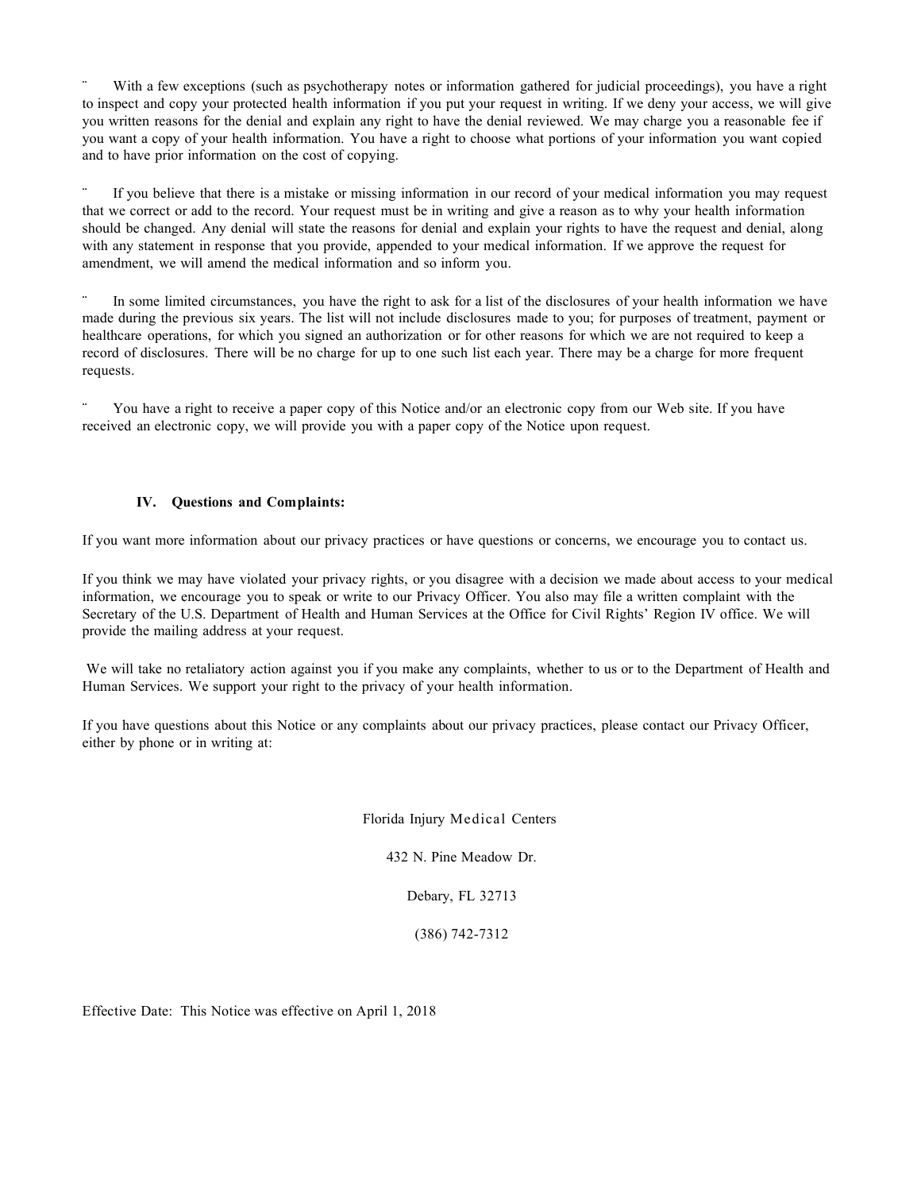- With a few exceptions (such as psychotherapy notes or information gathered for judicial proceedings), you have a right to inspect and copy your protected health information if you put your request in writing. If we deny your access, we will give you written reasons for the denial and explain any right to have the denial reviewed. We may charge you a reasonable fee if you want a copy of your health information. You have a right to choose what portions of your information you want copied and to have prior information on the cost of copying.

- If you believe that there is a mistake or missing information in our record of your medical information you may request that we correct or add to the record. Your request must be in writing and give a reason as to why your health information should be changed. Any denial will state the reasons for denial and explain your rights to have the request and denial, along with any statement in response that you provide, appended to your medical information. If we approve the request for amendment, we will amend the medical information and so inform you.

- In some limited circumstances, you have the right to ask for a list of the disclosures of your health information we have made during the previous six years. The list will not include disclosures made to you; for purposes of treatment, payment or healthcare operations, for which you signed an authorization or for other reasons for which we are not required to keep a record of disclosures. There will be no charge for up to one such list each year. There may be a charge for more frequent requests.

- You have a right to receive a paper copy of this Notice and/or an electronic copy from our Web site. If you have received an electronic copy, we will provide you with a paper copy of the Notice upon request.

## IV. Questions and Complaints:

If you want more information about our privacy practices or have questions or concerns, we encourage you to contact us.

If you think we may have violated your privacy rights, or you disagree with a decision we made about access to your medical information, we encourage you to speak or write to our Privacy Officer. You also may file a written complaint with the Secretary of the U.S. Department of Health and Human Services at the Office for Civil Rights' Region IV office. We will provide the mailing address at your request.

We will take no retaliatory action against you if you make any complaints, whether to us or to the Department of Health and Human Services. We support your right to the privacy of your health information.

If you have questions about this Notice or any complaints about our privacy practices, please contact our Privacy Officer, either by phone or in writing at:

Florida Injury Medical Centers

432 N. Pine Meadow Dr.

Debary, FL 32713

(386) 742-7312

Effective Date: This Notice was effective on April 1, 2018